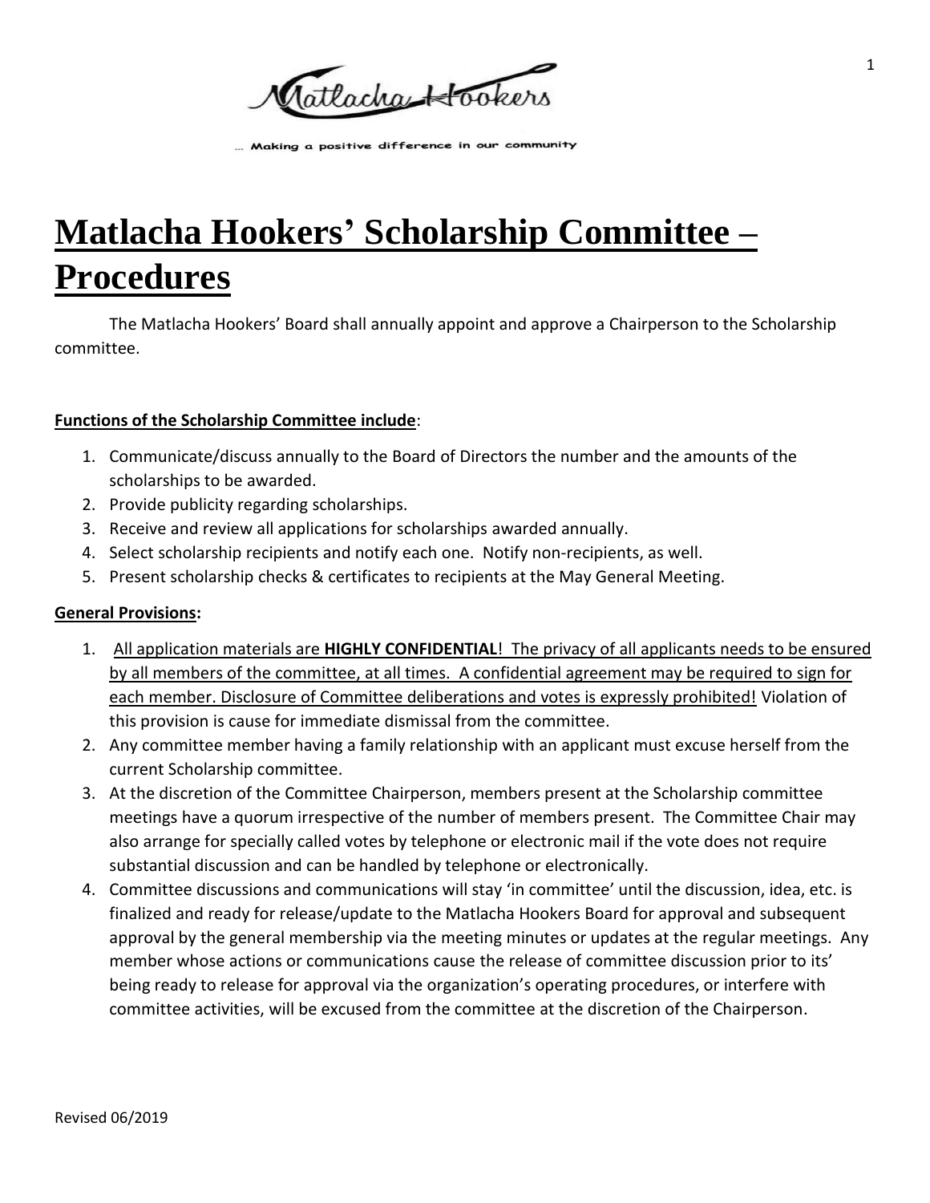Matlacha Hookers

... Making a positive difference in our community

# Matlacha Hookers' Scholarship Committee – Procedures

The Matlacha Hookers' Board shall annually appoint and approve a Chairperson to the Scholarship committee.

**Functions of the Scholarship Committee include**:

1. Communicate/discuss annually to the Board of Directors the number and the amounts of the scholarships to be awarded.
2. Provide publicity regarding scholarships.
3. Receive and review all applications for scholarships awarded annually.
4. Select scholarship recipients and notify each one. Notify non-recipients, as well.
5. Present scholarship checks & certificates to recipients at the May General Meeting.

**General Provisions:**

1. All application materials are **HIGHLY CONFIDENTIAL**! The privacy of all applicants needs to be ensured by all members of the committee, at all times. A confidential agreement may be required to sign for each member. Disclosure of Committee deliberations and votes is expressly prohibited! Violation of this provision is cause for immediate dismissal from the committee.
2. Any committee member having a family relationship with an applicant must excuse herself from the current Scholarship committee.
3. At the discretion of the Committee Chairperson, members present at the Scholarship committee meetings have a quorum irrespective of the number of members present. The Committee Chair may also arrange for specially called votes by telephone or electronic mail if the vote does not require substantial discussion and can be handled by telephone or electronically.
4. Committee discussions and communications will stay 'in committee' until the discussion, idea, etc. is finalized and ready for release/update to the Matlacha Hookers Board for approval and subsequent approval by the general membership via the meeting minutes or updates at the regular meetings. Any member whose actions or communications cause the release of committee discussion prior to its' being ready to release for approval via the organization's operating procedures, or interfere with committee activities, will be excused from the committee at the discretion of the Chairperson.

Revised 06/2019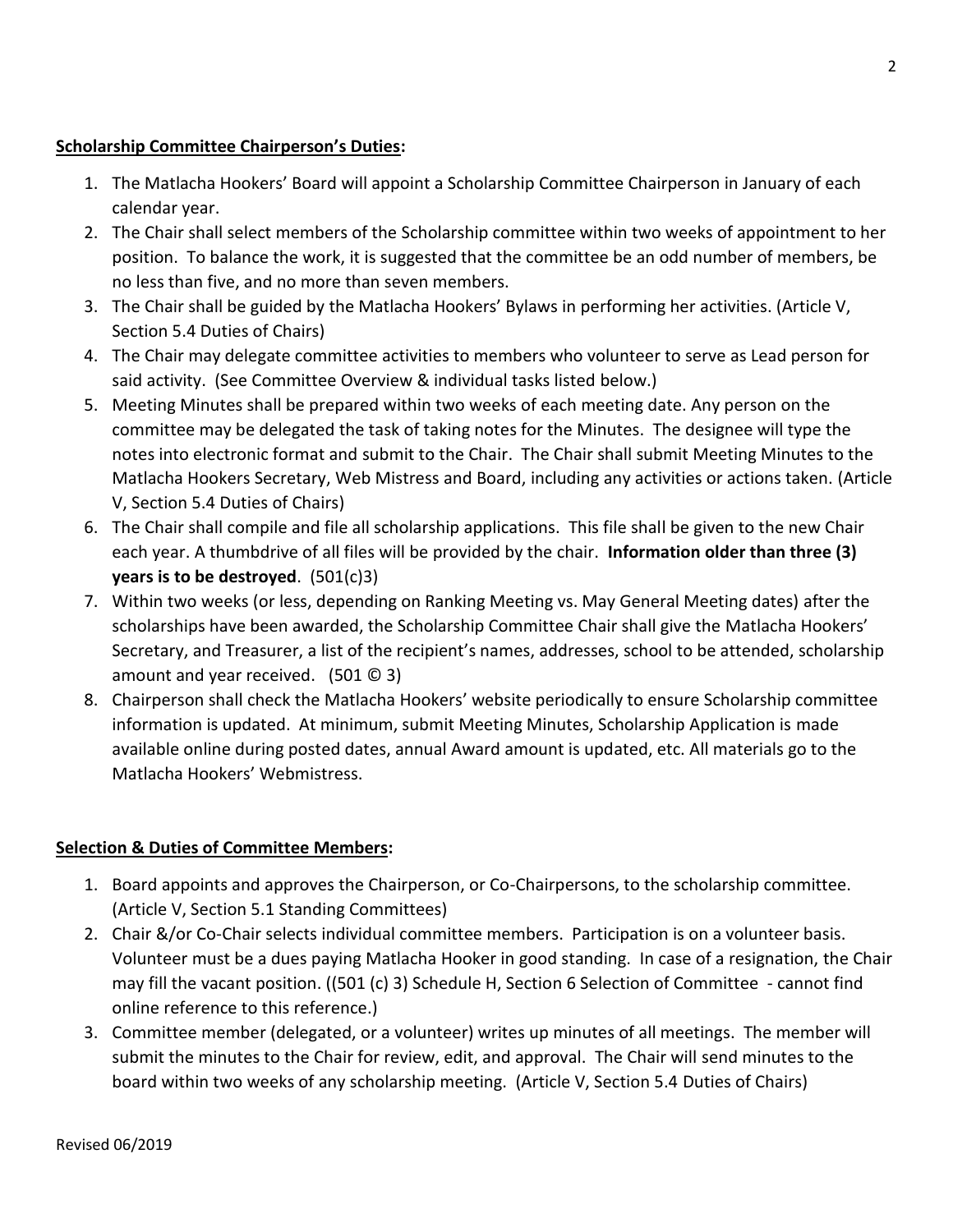**Scholarship Committee Chairperson's Duties:**

1. The Matlacha Hookers' Board will appoint a Scholarship Committee Chairperson in January of each calendar year.
2. The Chair shall select members of the Scholarship committee within two weeks of appointment to her position. To balance the work, it is suggested that the committee be an odd number of members, be no less than five, and no more than seven members.
3. The Chair shall be guided by the Matlacha Hookers' Bylaws in performing her activities. (Article V, Section 5.4 Duties of Chairs)
4. The Chair may delegate committee activities to members who volunteer to serve as Lead person for said activity. (See Committee Overview & individual tasks listed below.)
5. Meeting Minutes shall be prepared within two weeks of each meeting date. Any person on the committee may be delegated the task of taking notes for the Minutes. The designee will type the notes into electronic format and submit to the Chair. The Chair shall submit Meeting Minutes to the Matlacha Hookers Secretary, Web Mistress and Board, including any activities or actions taken. (Article V, Section 5.4 Duties of Chairs)
6. The Chair shall compile and file all scholarship applications. This file shall be given to the new Chair each year. A thumbdrive of all files will be provided by the chair. **Information older than three (3) years is to be destroyed**. (501(c)3)
7. Within two weeks (or less, depending on Ranking Meeting vs. May General Meeting dates) after the scholarships have been awarded, the Scholarship Committee Chair shall give the Matlacha Hookers' Secretary, and Treasurer, a list of the recipient's names, addresses, school to be attended, scholarship amount and year received. (501 © 3)
8. Chairperson shall check the Matlacha Hookers' website periodically to ensure Scholarship committee information is updated. At minimum, submit Meeting Minutes, Scholarship Application is made available online during posted dates, annual Award amount is updated, etc. All materials go to the Matlacha Hookers' Webmistress.

**Selection & Duties of Committee Members:**

1. Board appoints and approves the Chairperson, or Co-Chairpersons, to the scholarship committee. (Article V, Section 5.1 Standing Committees)
2. Chair &/or Co-Chair selects individual committee members. Participation is on a volunteer basis. Volunteer must be a dues paying Matlacha Hooker in good standing. In case of a resignation, the Chair may fill the vacant position. ((501 (c) 3) Schedule H, Section 6 Selection of Committee - cannot find online reference to this reference.)
3. Committee member (delegated, or a volunteer) writes up minutes of all meetings. The member will submit the minutes to the Chair for review, edit, and approval. The Chair will send minutes to the board within two weeks of any scholarship meeting. (Article V, Section 5.4 Duties of Chairs)

Revised 06/2019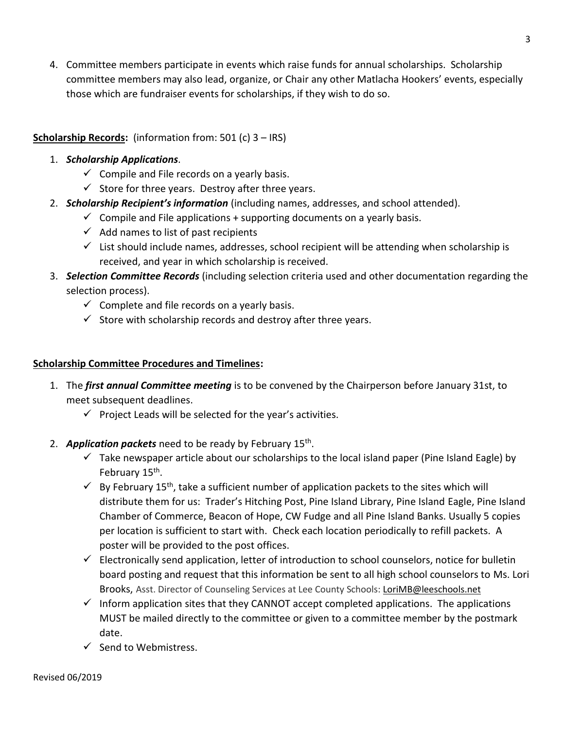4. Committee members participate in events which raise funds for annual scholarships. Scholarship committee members may also lead, organize, or Chair any other Matlacha Hookers' events, especially those which are fundraiser events for scholarships, if they wish to do so.

**Scholarship Records:** (information from: 501 (c) 3 – IRS)

1. ***Scholarship Applications***.
   - ✓ Compile and File records on a yearly basis.
   - ✓ Store for three years. Destroy after three years.
2. ***Scholarship Recipient's information*** (including names, addresses, and school attended).
   - ✓ Compile and File applications + supporting documents on a yearly basis.
   - ✓ Add names to list of past recipients
   - ✓ List should include names, addresses, school recipient will be attending when scholarship is received, and year in which scholarship is received.
3. ***Selection Committee Records*** (including selection criteria used and other documentation regarding the selection process).
   - ✓ Complete and file records on a yearly basis.
   - ✓ Store with scholarship records and destroy after three years.

**Scholarship Committee Procedures and Timelines:**

1. The ***first annual Committee meeting*** is to be convened by the Chairperson before January 31st, to meet subsequent deadlines.
   - ✓ Project Leads will be selected for the year's activities.

2. ***Application packets*** need to be ready by February 15th.
   - ✓ Take newspaper article about our scholarships to the local island paper (Pine Island Eagle) by February 15th.
   - ✓ By February 15th, take a sufficient number of application packets to the sites which will distribute them for us: Trader's Hitching Post, Pine Island Library, Pine Island Eagle, Pine Island Chamber of Commerce, Beacon of Hope, CW Fudge and all Pine Island Banks. Usually 5 copies per location is sufficient to start with. Check each location periodically to refill packets. A poster will be provided to the post offices.
   - ✓ Electronically send application, letter of introduction to school counselors, notice for bulletin board posting and request that this information be sent to all high school counselors to Ms. Lori Brooks, Asst. Director of Counseling Services at Lee County Schools: LoriMB@leeschools.net
   - ✓ Inform application sites that they CANNOT accept completed applications. The applications MUST be mailed directly to the committee or given to a committee member by the postmark date.
   - ✓ Send to Webmistress.

Revised 06/2019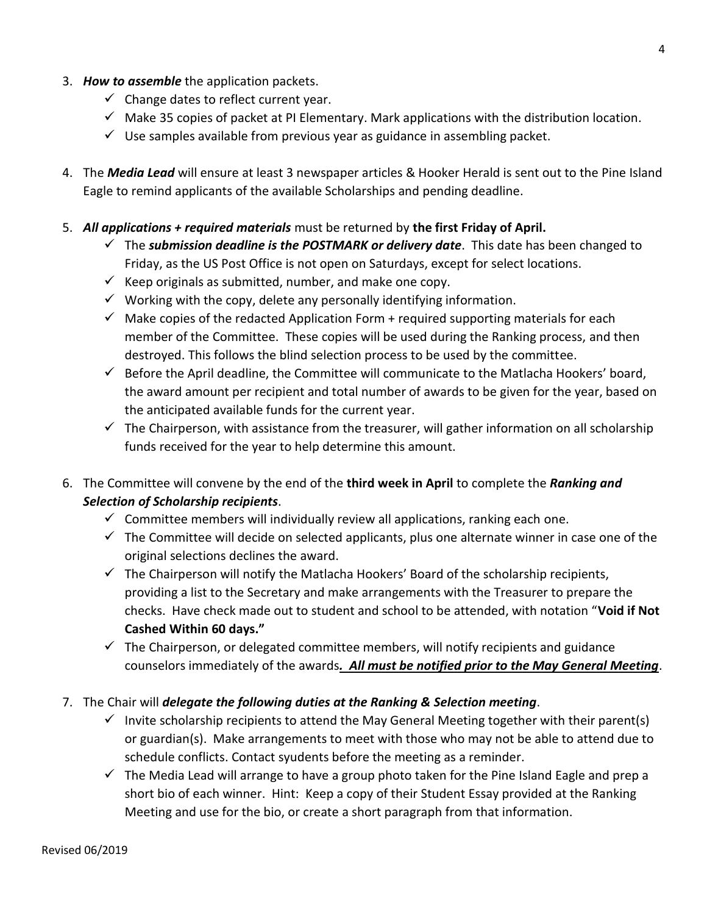3. ***How to assemble*** the application packets.
   - ✓ Change dates to reflect current year.
   - ✓ Make 35 copies of packet at PI Elementary. Mark applications with the distribution location.
   - ✓ Use samples available from previous year as guidance in assembling packet.

4. The ***Media Lead*** will ensure at least 3 newspaper articles & Hooker Herald is sent out to the Pine Island Eagle to remind applicants of the available Scholarships and pending deadline.

5. ***All applications + required materials*** must be returned by **the first Friday of April.**
   - ✓ The ***submission deadline is the POSTMARK or delivery date***. This date has been changed to Friday, as the US Post Office is not open on Saturdays, except for select locations.
   - ✓ Keep originals as submitted, number, and make one copy.
   - ✓ Working with the copy, delete any personally identifying information.
   - ✓ Make copies of the redacted Application Form + required supporting materials for each member of the Committee. These copies will be used during the Ranking process, and then destroyed. This follows the blind selection process to be used by the committee.
   - ✓ Before the April deadline, the Committee will communicate to the Matlacha Hookers' board, the award amount per recipient and total number of awards to be given for the year, based on the anticipated available funds for the current year.
   - ✓ The Chairperson, with assistance from the treasurer, will gather information on all scholarship funds received for the year to help determine this amount.

6. The Committee will convene by the end of the **third week in April** to complete the ***Ranking and Selection of Scholarship recipients***.
   - ✓ Committee members will individually review all applications, ranking each one.
   - ✓ The Committee will decide on selected applicants, plus one alternate winner in case one of the original selections declines the award.
   - ✓ The Chairperson will notify the Matlacha Hookers' Board of the scholarship recipients, providing a list to the Secretary and make arrangements with the Treasurer to prepare the checks. Have check made out to student and school to be attended, with notation "**Void if Not Cashed Within 60 days.**"
   - ✓ The Chairperson, or delegated committee members, will notify recipients and guidance counselors immediately of the awards***. All must be notified prior to the May General Meeting***.

7. The Chair will ***delegate the following duties at the Ranking & Selection meeting***.
   - ✓ Invite scholarship recipients to attend the May General Meeting together with their parent(s) or guardian(s). Make arrangements to meet with those who may not be able to attend due to schedule conflicts. Contact syudents before the meeting as a reminder.
   - ✓ The Media Lead will arrange to have a group photo taken for the Pine Island Eagle and prep a short bio of each winner. Hint: Keep a copy of their Student Essay provided at the Ranking Meeting and use for the bio, or create a short paragraph from that information.

Revised 06/2019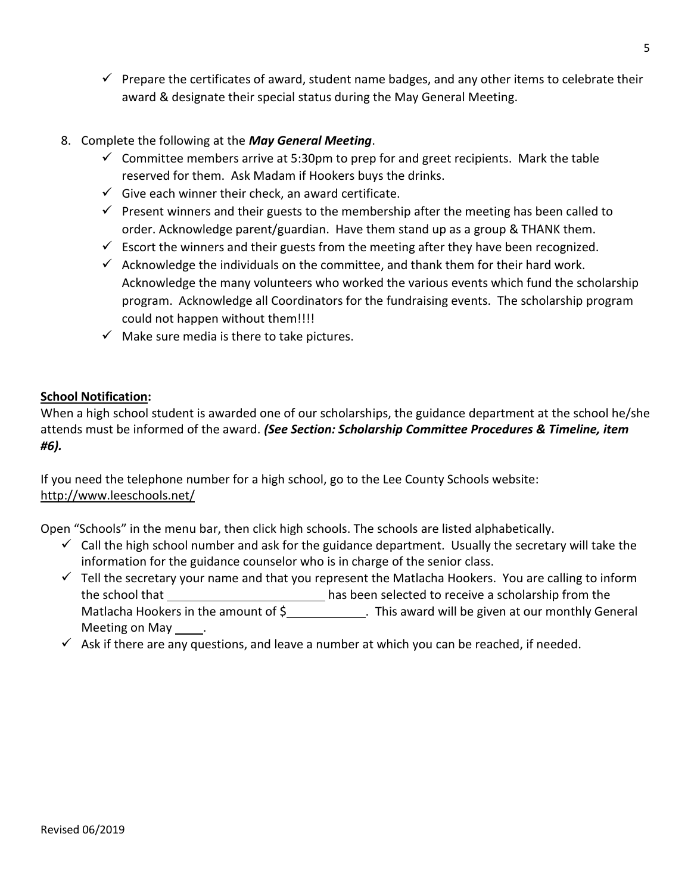- ✓ Prepare the certificates of award, student name badges, and any other items to celebrate their award & designate their special status during the May General Meeting.

8. Complete the following at the ***May General Meeting***.
   - ✓ Committee members arrive at 5:30pm to prep for and greet recipients. Mark the table reserved for them. Ask Madam if Hookers buys the drinks.
   - ✓ Give each winner their check, an award certificate.
   - ✓ Present winners and their guests to the membership after the meeting has been called to order. Acknowledge parent/guardian. Have them stand up as a group & THANK them.
   - ✓ Escort the winners and their guests from the meeting after they have been recognized.
   - ✓ Acknowledge the individuals on the committee, and thank them for their hard work. Acknowledge the many volunteers who worked the various events which fund the scholarship program. Acknowledge all Coordinators for the fundraising events. The scholarship program could not happen without them!!!!
   - ✓ Make sure media is there to take pictures.

**School Notification:**

When a high school student is awarded one of our scholarships, the guidance department at the school he/she attends must be informed of the award. ***(See Section: Scholarship Committee Procedures & Timeline, item #6).***

If you need the telephone number for a high school, go to the Lee County Schools website: http://www.leeschools.net/

Open "Schools" in the menu bar, then click high schools. The schools are listed alphabetically.

- ✓ Call the high school number and ask for the guidance department. Usually the secretary will take the information for the guidance counselor who is in charge of the senior class.
- ✓ Tell the secretary your name and that you represent the Matlacha Hookers. You are calling to inform the school that ________________________ has been selected to receive a scholarship from the Matlacha Hookers in the amount of $____________. This award will be given at our monthly General Meeting on May _____.
- ✓ Ask if there are any questions, and leave a number at which you can be reached, if needed.

Revised 06/2019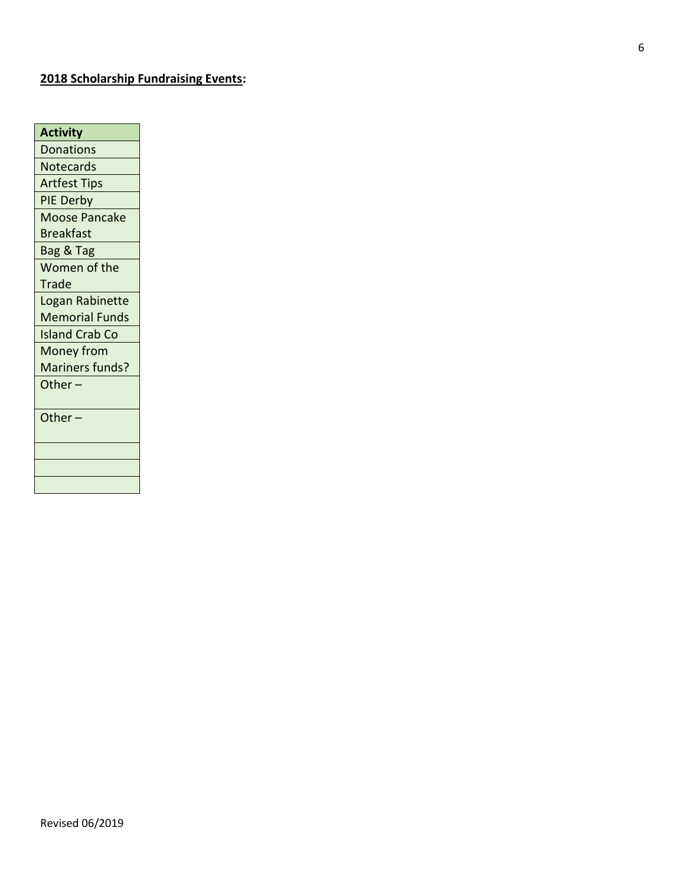**2018 Scholarship Fundraising Events:**

| Activity |
| --- |
| Donations |
| Notecards |
| Artfest Tips |
| PIE Derby |
| Moose Pancake Breakfast |
| Bag & Tag |
| Women of the Trade |
| Logan Rabinette Memorial Funds |
| Island Crab Co |
| Money from Mariners funds? |
| Other – |
| Other – |
| |
| |
| |

Revised 06/2019